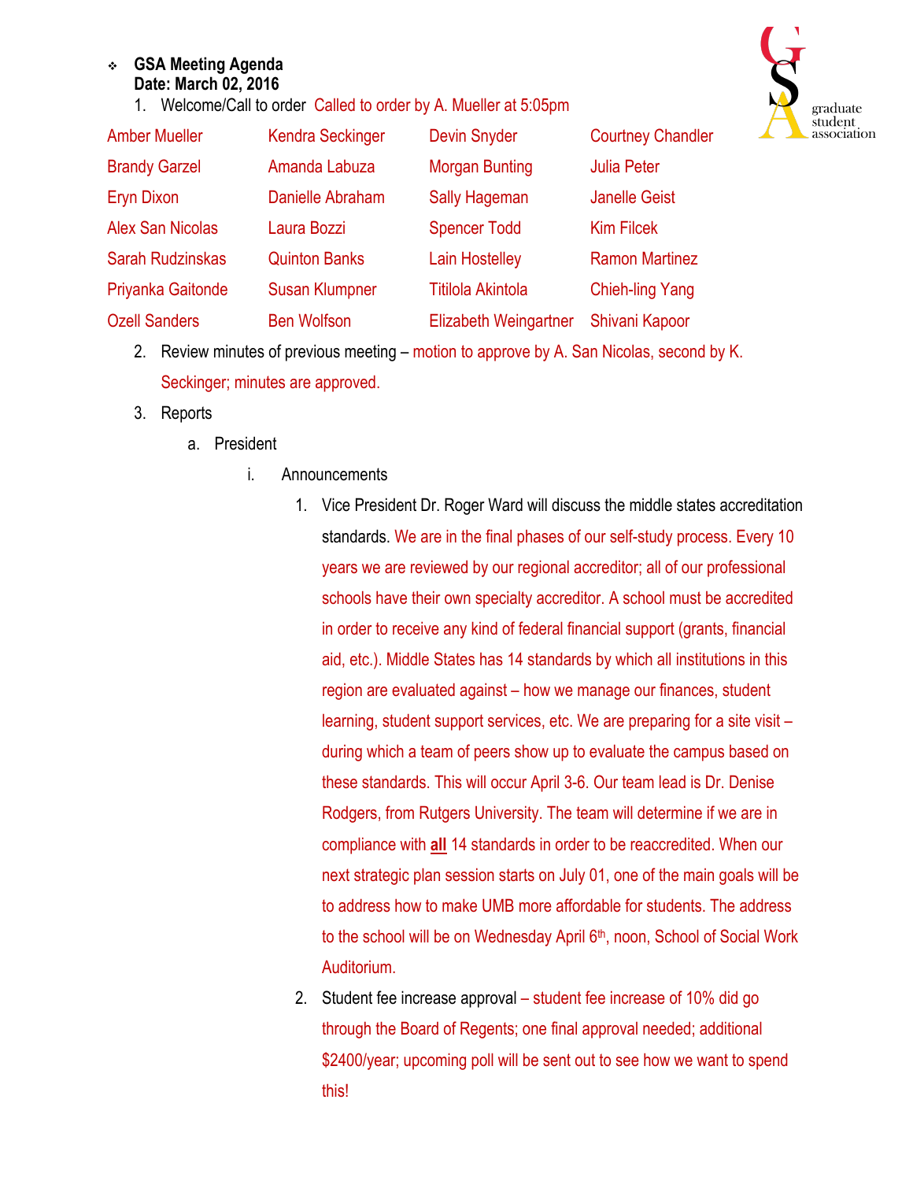- **GSA Meeting Agenda**
  **Date: March 02, 2016**

1. Welcome/Call to order Called to order by A. Mueller at 5:05pm

| | | | |
|---|---|---|---|
| Amber Mueller | Kendra Seckinger | Devin Snyder | Courtney Chandler |
| Brandy Garzel | Amanda Labuza | Morgan Bunting | Julia Peter |
| Eryn Dixon | Danielle Abraham | Sally Hageman | Janelle Geist |
| Alex San Nicolas | Laura Bozzi | Spencer Todd | Kim Filcek |
| Sarah Rudzinskas | Quinton Banks | Lain Hostelley | Ramon Martinez |
| Priyanka Gaitonde | Susan Klumpner | Titilola Akintola | Chieh-ling Yang |
| Ozell Sanders | Ben Wolfson | Elizabeth Weingartner | Shivani Kapoor |

2. Review minutes of previous meeting – motion to approve by A. San Nicolas, second by K. Seckinger; minutes are approved.
3. Reports
   a. President
      i. Announcements
         1. Vice President Dr. Roger Ward will discuss the middle states accreditation standards. We are in the final phases of our self-study process. Every 10 years we are reviewed by our regional accreditor; all of our professional schools have their own specialty accreditor. A school must be accredited in order to receive any kind of federal financial support (grants, financial aid, etc.). Middle States has 14 standards by which all institutions in this region are evaluated against – how we manage our finances, student learning, student support services, etc. We are preparing for a site visit – during which a team of peers show up to evaluate the campus based on these standards. This will occur April 3-6. Our team lead is Dr. Denise Rodgers, from Rutgers University. The team will determine if we are in compliance with **all** 14 standards in order to be reaccredited. When our next strategic plan session starts on July 01, one of the main goals will be to address how to make UMB more affordable for students. The address to the school will be on Wednesday April 6th, noon, School of Social Work Auditorium.
         2. Student fee increase approval – student fee increase of 10% did go through the Board of Regents; one final approval needed; additional $2400/year; upcoming poll will be sent out to see how we want to spend this!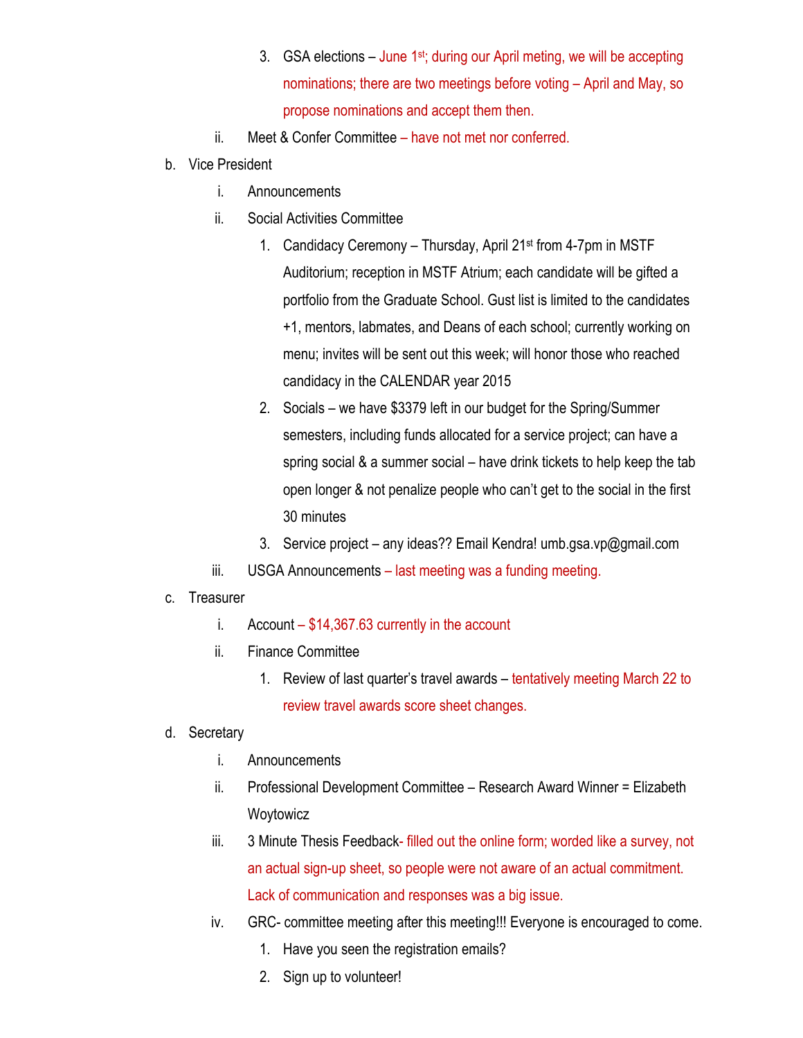3. GSA elections – June 1st; during our April meting, we will be accepting nominations; there are two meetings before voting – April and May, so propose nominations and accept them then.

ii. Meet & Confer Committee – have not met nor conferred.

b. Vice President

i. Announcements

ii. Social Activities Committee

1. Candidacy Ceremony – Thursday, April 21st from 4-7pm in MSTF Auditorium; reception in MSTF Atrium; each candidate will be gifted a portfolio from the Graduate School. Gust list is limited to the candidates +1, mentors, labmates, and Deans of each school; currently working on menu; invites will be sent out this week; will honor those who reached candidacy in the CALENDAR year 2015
2. Socials – we have $3379 left in our budget for the Spring/Summer semesters, including funds allocated for a service project; can have a spring social & a summer social – have drink tickets to help keep the tab open longer & not penalize people who can't get to the social in the first 30 minutes
3. Service project – any ideas?? Email Kendra! umb.gsa.vp@gmail.com

iii. USGA Announcements – last meeting was a funding meeting.

c. Treasurer

i. Account – $14,367.63 currently in the account

ii. Finance Committee

1. Review of last quarter's travel awards – tentatively meeting March 22 to review travel awards score sheet changes.

d. Secretary

i. Announcements

ii. Professional Development Committee – Research Award Winner = Elizabeth Woytowicz

iii. 3 Minute Thesis Feedback- filled out the online form; worded like a survey, not an actual sign-up sheet, so people were not aware of an actual commitment. Lack of communication and responses was a big issue.

iv. GRC- committee meeting after this meeting!!! Everyone is encouraged to come.

1. Have you seen the registration emails?
2. Sign up to volunteer!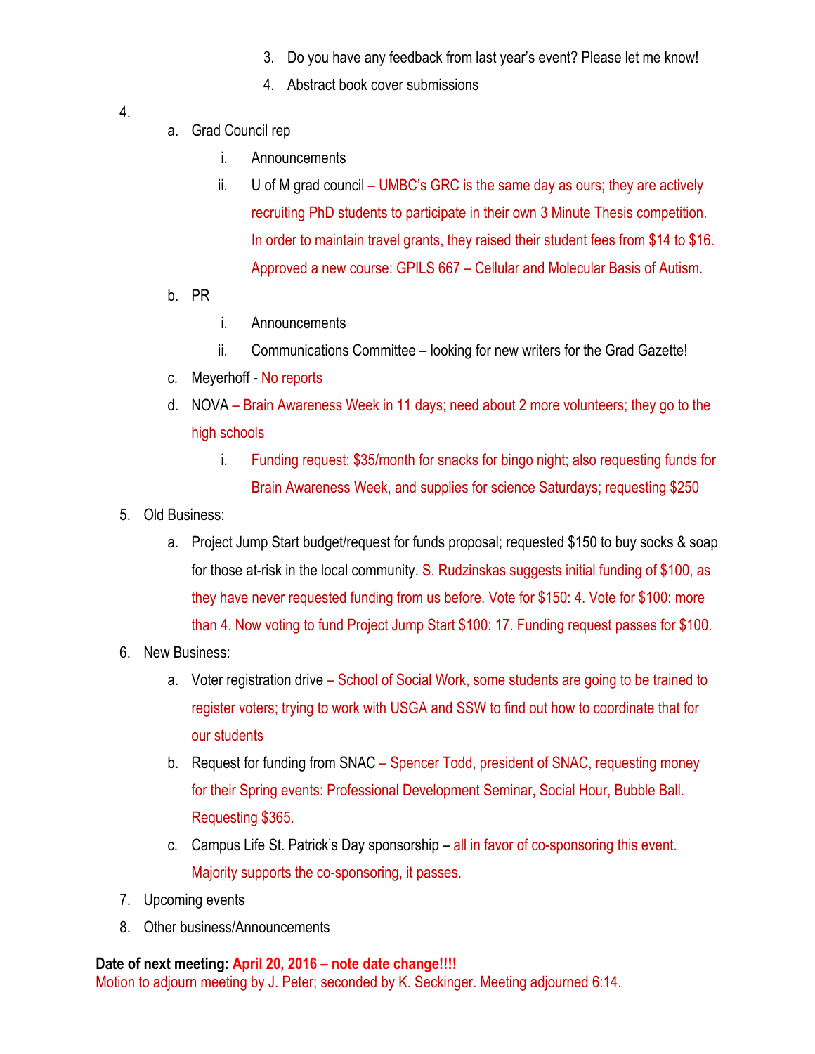3. Do you have any feedback from last year's event? Please let me know!
4. Abstract book cover submissions

4.
   a. Grad Council rep
      i. Announcements
      ii. U of M grad council – UMBC's GRC is the same day as ours; they are actively recruiting PhD students to participate in their own 3 Minute Thesis competition. In order to maintain travel grants, they raised their student fees from $14 to $16. Approved a new course: GPILS 667 – Cellular and Molecular Basis of Autism.
   b. PR
      i. Announcements
      ii. Communications Committee – looking for new writers for the Grad Gazette!
   c. Meyerhoff - No reports
   d. NOVA – Brain Awareness Week in 11 days; need about 2 more volunteers; they go to the high schools
      i. Funding request: $35/month for snacks for bingo night; also requesting funds for Brain Awareness Week, and supplies for science Saturdays; requesting $250

5. Old Business:
   a. Project Jump Start budget/request for funds proposal; requested $150 to buy socks & soap for those at-risk in the local community. S. Rudzinskas suggests initial funding of $100, as they have never requested funding from us before. Vote for $150: 4. Vote for $100: more than 4. Now voting to fund Project Jump Start $100: 17. Funding request passes for $100.

6. New Business:
   a. Voter registration drive – School of Social Work, some students are going to be trained to register voters; trying to work with USGA and SSW to find out how to coordinate that for our students
   b. Request for funding from SNAC – Spencer Todd, president of SNAC, requesting money for their Spring events: Professional Development Seminar, Social Hour, Bubble Ball. Requesting $365.
   c. Campus Life St. Patrick's Day sponsorship – all in favor of co-sponsoring this event. Majority supports the co-sponsoring, it passes.

7. Upcoming events

8. Other business/Announcements

**Date of next meeting: April 20, 2016 – note date change!!!!**

Motion to adjourn meeting by J. Peter; seconded by K. Seckinger. Meeting adjourned 6:14.